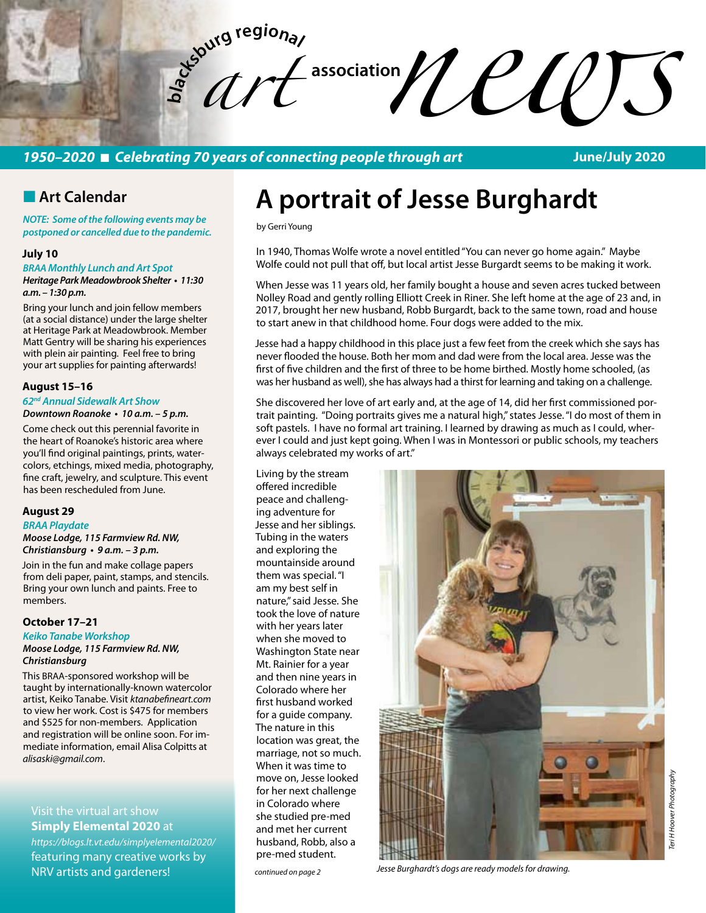# blacksburg regional art association news

*1950–2020 ■ Celebrating 70 years of connecting people through art* **June/July 2020**

## Art Calendar

*NOTE: Some of the following events may be postponed or cancelled due to the pandemic.*

### July 10

*BRAA Monthly Lunch and Art Spot*
***Heritage Park Meadowbrook Shelter • 11:30 a.m. – 1:30 p.m.***

Bring your lunch and join fellow members (at a social distance) under the large shelter at Heritage Park at Meadowbrook. Member Matt Gentry will be sharing his experiences with plein air painting. Feel free to bring your art supplies for painting afterwards!

### August 15–16

*62nd Annual Sidewalk Art Show*
***Downtown Roanoke • 10 a.m. – 5 p.m.***

Come check out this perennial favorite in the heart of Roanoke's historic area where you'll find original paintings, prints, watercolors, etchings, mixed media, photography, fine craft, jewelry, and sculpture. This event has been rescheduled from June.

### August 29

*BRAA Playdate*
***Moose Lodge, 115 Farmview Rd. NW, Christiansburg • 9 a.m. – 3 p.m.***

Join in the fun and make collage papers from deli paper, paint, stamps, and stencils. Bring your own lunch and paints. Free to members.

### October 17–21

*Keiko Tanabe Workshop*
***Moose Lodge, 115 Farmview Rd. NW, Christiansburg***

This BRAA-sponsored workshop will be taught by internationally-known watercolor artist, Keiko Tanabe. Visit *ktanabefineart.com* to view her work. Cost is $475 for members and $525 for non-members. Application and registration will be online soon. For immediate information, email Alisa Colpitts at *alisaski@gmail.com*.

Visit the virtual art show **Simply Elemental 2020** at *https://blogs.lt.vt.edu/simplyelemental2020/* featuring many creative works by NRV artists and gardeners!

# A portrait of Jesse Burghardt

by Gerri Young

In 1940, Thomas Wolfe wrote a novel entitled "You can never go home again." Maybe Wolfe could not pull that off, but local artist Jesse Burgardt seems to be making it work.

When Jesse was 11 years old, her family bought a house and seven acres tucked between Nolley Road and gently rolling Elliott Creek in Riner. She left home at the age of 23 and, in 2017, brought her new husband, Robb Burgardt, back to the same town, road and house to start anew in that childhood home. Four dogs were added to the mix.

Jesse had a happy childhood in this place just a few feet from the creek which she says has never flooded the house. Both her mom and dad were from the local area. Jesse was the first of five children and the first of three to be home birthed. Mostly home schooled, (as was her husband as well), she has always had a thirst for learning and taking on a challenge.

She discovered her love of art early and, at the age of 14, did her first commissioned portrait painting. "Doing portraits gives me a natural high," states Jesse. "I do most of them in soft pastels. I have no formal art training. I learned by drawing as much as I could, wherever I could and just kept going. When I was in Montessori or public schools, my teachers always celebrated my works of art."

Living by the stream offered incredible peace and challenging adventure for Jesse and her siblings. Tubing in the waters and exploring the mountainside around them was special. "I am my best self in nature," said Jesse. She took the love of nature with her years later when she moved to Washington State near Mt. Rainier for a year and then nine years in Colorado where her first husband worked for a guide company. The nature in this location was great, the marriage, not so much. When it was time to move on, Jesse looked for her next challenge in Colorado where she studied pre-med and met her current husband, Robb, also a pre-med student.

*continued on page 2*

*Jesse Burghardt's dogs are ready models for drawing.*

*Teri H Hoover Photography*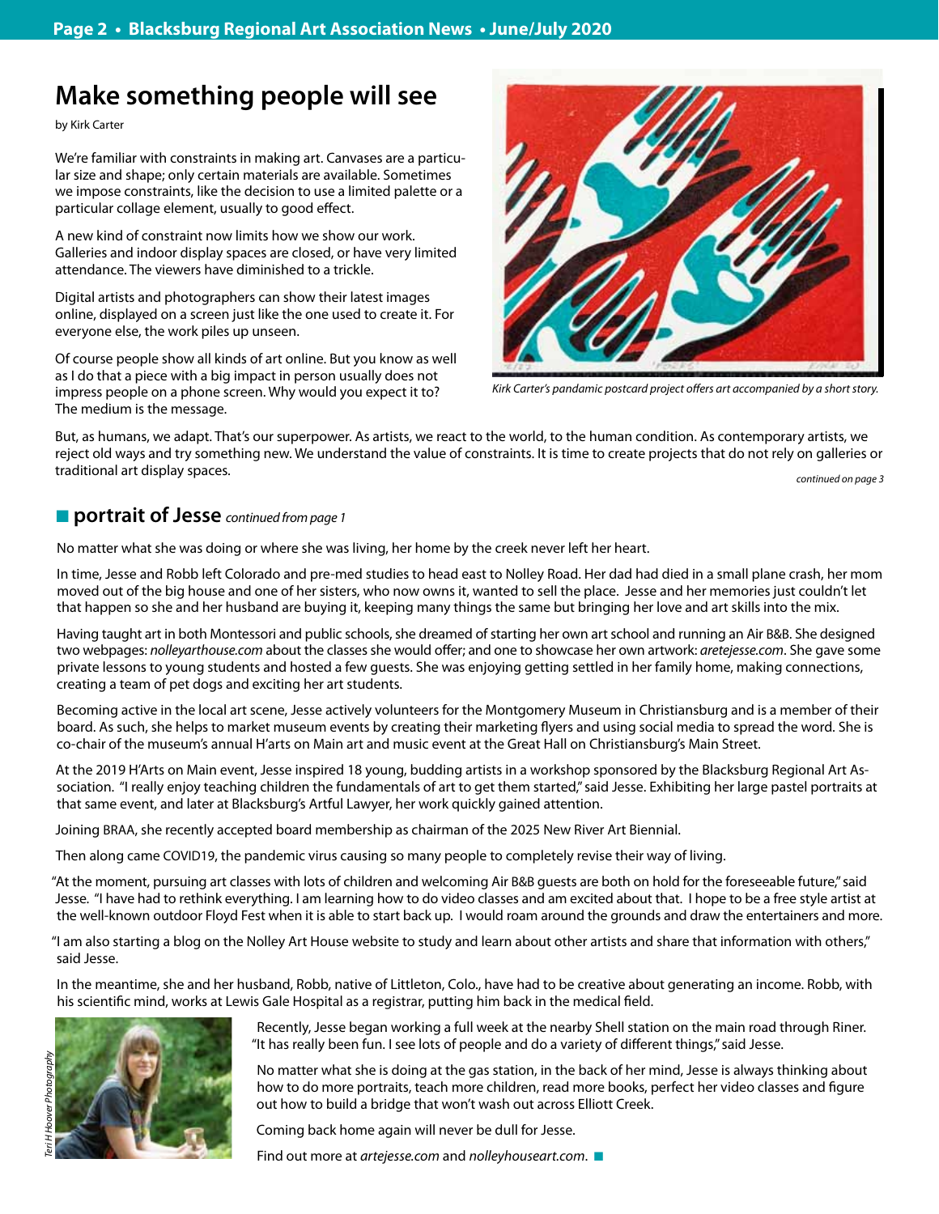## Make something people will see

by Kirk Carter

We're familiar with constraints in making art. Canvases are a particular size and shape; only certain materials are available. Sometimes we impose constraints, like the decision to use a limited palette or a particular collage element, usually to good effect.

A new kind of constraint now limits how we show our work. Galleries and indoor display spaces are closed, or have very limited attendance. The viewers have diminished to a trickle.

Digital artists and photographers can show their latest images online, displayed on a screen just like the one used to create it. For everyone else, the work piles up unseen.

Of course people show all kinds of art online. But you know as well as I do that a piece with a big impact in person usually does not impress people on a phone screen. Why would you expect it to? The medium is the message.

*Kirk Carter's pandemic postcard project offers art accompanied by a short story.*

But, as humans, we adapt. That's our superpower. As artists, we react to the world, to the human condition. As contemporary artists, we reject old ways and try something new. We understand the value of constraints. It is time to create projects that do not rely on galleries or traditional art display spaces.

*continued on page 3*

## portrait of Jesse *continued from page 1*

No matter what she was doing or where she was living, her home by the creek never left her heart.

In time, Jesse and Robb left Colorado and pre-med studies to head east to Nolley Road. Her dad had died in a small plane crash, her mom moved out of the big house and one of her sisters, who now owns it, wanted to sell the place. Jesse and her memories just couldn't let that happen so she and her husband are buying it, keeping many things the same but bringing her love and art skills into the mix.

Having taught art in both Montessori and public schools, she dreamed of starting her own art school and running an Air B&B. She designed two webpages: *nolleyarthouse.com* about the classes she would offer; and one to showcase her own artwork: *aretejesse.com*. She gave some private lessons to young students and hosted a few guests. She was enjoying getting settled in her family home, making connections, creating a team of pet dogs and exciting her art students.

Becoming active in the local art scene, Jesse actively volunteers for the Montgomery Museum in Christiansburg and is a member of their board. As such, she helps to market museum events by creating their marketing flyers and using social media to spread the word. She is co-chair of the museum's annual H'arts on Main art and music event at the Great Hall on Christiansburg's Main Street.

At the 2019 H'Arts on Main event, Jesse inspired 18 young, budding artists in a workshop sponsored by the Blacksburg Regional Art Association. "I really enjoy teaching children the fundamentals of art to get them started," said Jesse. Exhibiting her large pastel portraits at that same event, and later at Blacksburg's Artful Lawyer, her work quickly gained attention.

Joining BRAA, she recently accepted board membership as chairman of the 2025 New River Art Biennial.

Then along came COVID19, the pandemic virus causing so many people to completely revise their way of living.

"At the moment, pursuing art classes with lots of children and welcoming Air B&B guests are both on hold for the foreseeable future," said Jesse. "I have had to rethink everything. I am learning how to do video classes and am excited about that. I hope to be a free style artist at the well-known outdoor Floyd Fest when it is able to start back up. I would roam around the grounds and draw the entertainers and more.

"I am also starting a blog on the Nolley Art House website to study and learn about other artists and share that information with others," said Jesse.

In the meantime, she and her husband, Robb, native of Littleton, Colo., have had to be creative about generating an income. Robb, with his scientific mind, works at Lewis Gale Hospital as a registrar, putting him back in the medical field.

*Teri H Hoover Photography*

Recently, Jesse began working a full week at the nearby Shell station on the main road through Riner. "It has really been fun. I see lots of people and do a variety of different things," said Jesse.

No matter what she is doing at the gas station, in the back of her mind, Jesse is always thinking about how to do more portraits, teach more children, read more books, perfect her video classes and figure out how to build a bridge that won't wash out across Elliott Creek.

Coming back home again will never be dull for Jesse.

Find out more at *artejesse.com* and *nolleyhouseart.com*. ■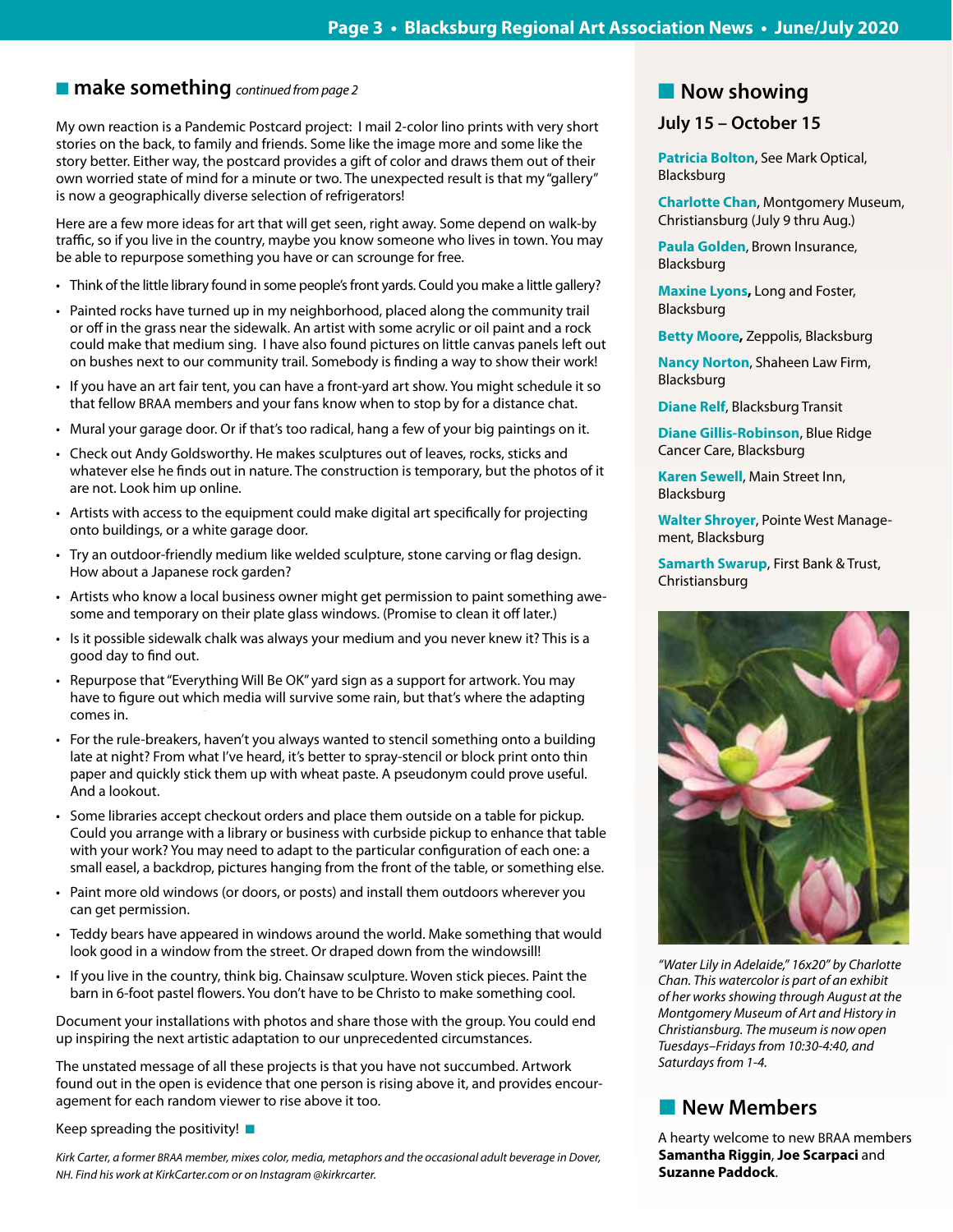## make something *continued from page 2*

My own reaction is a Pandemic Postcard project: I mail 2-color lino prints with very short stories on the back, to family and friends. Some like the image more and some like the story better. Either way, the postcard provides a gift of color and draws them out of their own worried state of mind for a minute or two. The unexpected result is that my "gallery" is now a geographically diverse selection of refrigerators!

Here are a few more ideas for art that will get seen, right away. Some depend on walk-by traffic, so if you live in the country, maybe you know someone who lives in town. You may be able to repurpose something you have or can scrounge for free.

- Think of the little library found in some people's front yards. Could you make a little gallery?
- Painted rocks have turned up in my neighborhood, placed along the community trail or off in the grass near the sidewalk. An artist with some acrylic or oil paint and a rock could make that medium sing. I have also found pictures on little canvas panels left out on bushes next to our community trail. Somebody is finding a way to show their work!
- If you have an art fair tent, you can have a front-yard art show. You might schedule it so that fellow BRAA members and your fans know when to stop by for a distance chat.
- Mural your garage door. Or if that's too radical, hang a few of your big paintings on it.
- Check out Andy Goldsworthy. He makes sculptures out of leaves, rocks, sticks and whatever else he finds out in nature. The construction is temporary, but the photos of it are not. Look him up online.
- Artists with access to the equipment could make digital art specifically for projecting onto buildings, or a white garage door.
- Try an outdoor-friendly medium like welded sculpture, stone carving or flag design. How about a Japanese rock garden?
- Artists who know a local business owner might get permission to paint something awesome and temporary on their plate glass windows. (Promise to clean it off later.)
- Is it possible sidewalk chalk was always your medium and you never knew it? This is a good day to find out.
- Repurpose that "Everything Will Be OK" yard sign as a support for artwork. You may have to figure out which media will survive some rain, but that's where the adapting comes in.
- For the rule-breakers, haven't you always wanted to stencil something onto a building late at night? From what I've heard, it's better to spray-stencil or block print onto thin paper and quickly stick them up with wheat paste. A pseudonym could prove useful. And a lookout.
- Some libraries accept checkout orders and place them outside on a table for pickup. Could you arrange with a library or business with curbside pickup to enhance that table with your work? You may need to adapt to the particular configuration of each one: a small easel, a backdrop, pictures hanging from the front of the table, or something else.
- Paint more old windows (or doors, or posts) and install them outdoors wherever you can get permission.
- Teddy bears have appeared in windows around the world. Make something that would look good in a window from the street. Or draped down from the windowsill!
- If you live in the country, think big. Chainsaw sculpture. Woven stick pieces. Paint the barn in 6-foot pastel flowers. You don't have to be Christo to make something cool.

Document your installations with photos and share those with the group. You could end up inspiring the next artistic adaptation to our unprecedented circumstances.

The unstated message of all these projects is that you have not succumbed. Artwork found out in the open is evidence that one person is rising above it, and provides encouragement for each random viewer to rise above it too.

Keep spreading the positivity!

*Kirk Carter, a former BRAA member, mixes color, media, metaphors and the occasional adult beverage in Dover, NH. Find his work at KirkCarter.com or on Instagram @kirkrcarter.*

## Now showing

### July 15 – October 15

**Patricia Bolton**, See Mark Optical, Blacksburg

**Charlotte Chan**, Montgomery Museum, Christiansburg (July 9 thru Aug.)

**Paula Golden**, Brown Insurance, Blacksburg

**Maxine Lyons,** Long and Foster, Blacksburg

**Betty Moore,** Zeppolis, Blacksburg

**Nancy Norton**, Shaheen Law Firm, Blacksburg

**Diane Relf**, Blacksburg Transit

**Diane Gillis-Robinson**, Blue Ridge Cancer Care, Blacksburg

**Karen Sewell**, Main Street Inn, Blacksburg

**Walter Shroyer**, Pointe West Management, Blacksburg

**Samarth Swarup**, First Bank & Trust, Christiansburg

*"Water Lily in Adelaide," 16x20" by Charlotte Chan. This watercolor is part of an exhibit of her works showing through August at the Montgomery Museum of Art and History in Christiansburg. The museum is now open Tuesdays–Fridays from 10:30-4:40, and Saturdays from 1-4.*

## New Members

A hearty welcome to new BRAA members **Samantha Riggin**, **Joe Scarpaci** and **Suzanne Paddock**.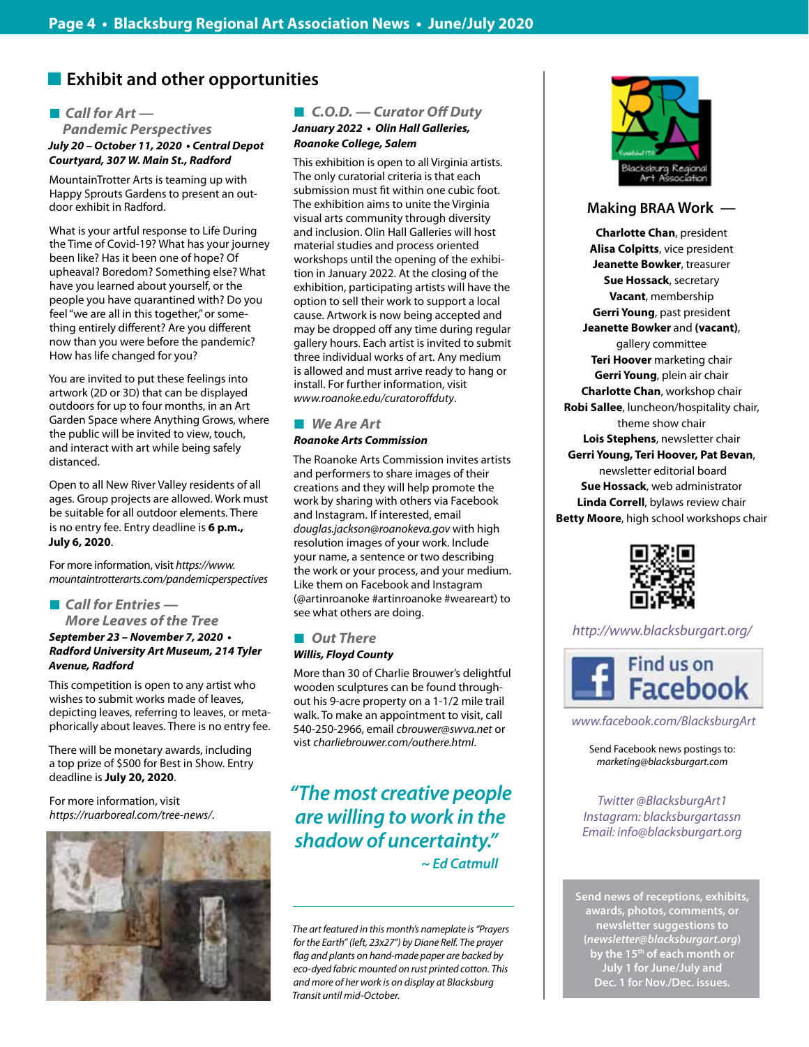## Exhibit and other opportunities

### Call for Art — Pandemic Perspectives

***July 20 – October 11, 2020 • Central Depot Courtyard, 307 W. Main St., Radford***

MountainTrotter Arts is teaming up with Happy Sprouts Gardens to present an outdoor exhibit in Radford.

What is your artful response to Life During the Time of Covid-19? What has your journey been like? Has it been one of hope? Of upheaval? Boredom? Something else? What have you learned about yourself, or the people you have quarantined with? Do you feel "we are all in this together," or something entirely different? Are you different now than you were before the pandemic? How has life changed for you?

You are invited to put these feelings into artwork (2D or 3D) that can be displayed outdoors for up to four months, in an Art Garden Space where Anything Grows, where the public will be invited to view, touch, and interact with art while being safely distanced.

Open to all New River Valley residents of all ages. Group projects are allowed. Work must be suitable for outdoor elements. There is no entry fee. Entry deadline is **6 p.m., July 6, 2020**.

For more information, visit *https://www.mountaintrotterarts.com/pandemicperspectives*

### Call for Entries — More Leaves of the Tree

***September 23 – November 7, 2020 • Radford University Art Museum, 214 Tyler Avenue, Radford***

This competition is open to any artist who wishes to submit works made of leaves, depicting leaves, referring to leaves, or metaphorically about leaves. There is no entry fee.

There will be monetary awards, including a top prize of $500 for Best in Show. Entry deadline is **July 20, 2020**.

For more information, visit *https://ruarboreal.com/tree-news/*.

### C.O.D. — Curator Off Duty

***January 2022 • Olin Hall Galleries, Roanoke College, Salem***

This exhibition is open to all Virginia artists. The only curatorial criteria is that each submission must fit within one cubic foot. The exhibition aims to unite the Virginia visual arts community through diversity and inclusion. Olin Hall Galleries will host material studies and process oriented workshops until the opening of the exhibition in January 2022. At the closing of the exhibition, participating artists will have the option to sell their work to support a local cause. Artwork is now being accepted and may be dropped off any time during regular gallery hours. Each artist is invited to submit three individual works of art. Any medium is allowed and must arrive ready to hang or install. For further information, visit *www.roanoke.edu/curatoroffduty*.

### We Are Art

***Roanoke Arts Commission***

The Roanoke Arts Commission invites artists and performers to share images of their creations and they will help promote the work by sharing with others via Facebook and Instagram. If interested, email *douglas.jackson@roanokeva.gov* with high resolution images of your work. Include your name, a sentence or two describing the work or your process, and your medium. Like them on Facebook and Instagram (@artinroanoke #artinroanoke #weareart) to see what others are doing.

### Out There

***Willis, Floyd County***

More than 30 of Charlie Brouwer's delightful wooden sculptures can be found throughout his 9-acre property on a 1-1/2 mile trail walk. To make an appointment to visit, call 540-250-2966, email *cbrouwer@swva.net* or visit *charliebrouwer.com/outhere.html*.

> ***"The most creative people are willing to work in the shadow of uncertainty."***
> *~ Ed Catmull*

*The art featured in this month's nameplate is "Prayers for the Earth" (left, 23x27") by Diane Relf. The prayer flag and plants on hand-made paper are backed by eco-dyed fabric mounted on rust printed cotton. This and more of her work is on display at Blacksburg Transit until mid-October.*

---

Blacksburg Regional Art Association

## Making BRAA Work —

**Charlotte Chan**, president
**Alisa Colpitts**, vice president
**Jeanette Bowker**, treasurer
**Sue Hossack**, secretary
**Vacant**, membership
**Gerri Young**, past president
**Jeanette Bowker** and **(vacant)**, gallery committee
**Teri Hoover** marketing chair
**Gerri Young**, plein air chair
**Charlotte Chan**, workshop chair
**Robi Sallee**, luncheon/hospitality chair, theme show chair
**Lois Stephens**, newsletter chair
**Gerri Young, Teri Hoover, Pat Bevan**, newsletter editorial board
**Sue Hossack**, web administrator
**Linda Correll**, bylaws review chair
**Betty Moore**, high school workshops chair

*http://www.blacksburgart.org/*

Find us on Facebook

*www.facebook.com/BlacksburgArt*

Send Facebook news postings to: *marketing@blacksburgart.com*

*Twitter @BlacksburgArt1*
*Instagram: blacksburgartassn*
*Email: info@blacksburgart.org*

**Send news of receptions, exhibits, awards, photos, comments, or newsletter suggestions to (*newsletter@blacksburgart.org*) by the 15th of each month or July 1 for June/July and Dec. 1 for Nov./Dec. issues.**